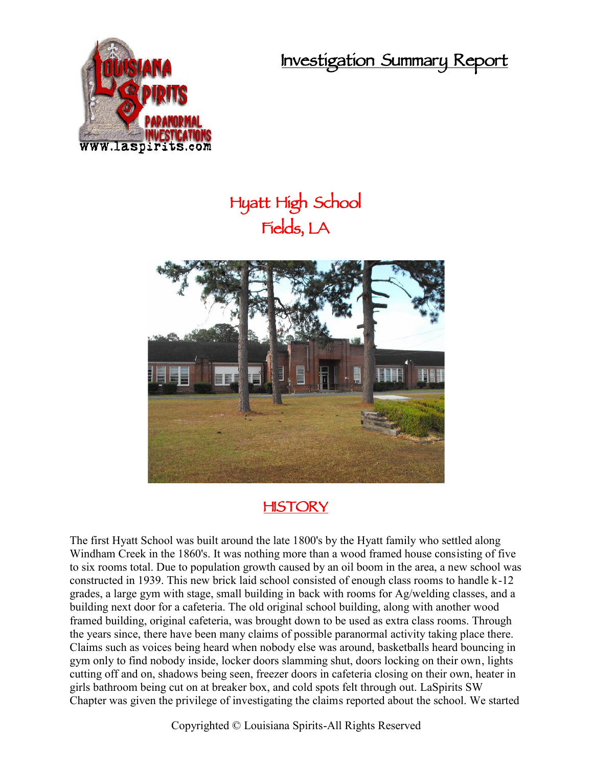# Investigation Summary Report

## Hyatt High School
## Fields, LA

## HISTORY

The first Hyatt School was built around the late 1800's by the Hyatt family who settled along Windham Creek in the 1860's. It was nothing more than a wood framed house consisting of five to six rooms total. Due to population growth caused by an oil boom in the area, a new school was constructed in 1939. This new brick laid school consisted of enough class rooms to handle k-12 grades, a large gym with stage, small building in back with rooms for Ag/welding classes, and a building next door for a cafeteria. The old original school building, along with another wood framed building, original cafeteria, was brought down to be used as extra class rooms. Through the years since, there have been many claims of possible paranormal activity taking place there. Claims such as voices being heard when nobody else was around, basketballs heard bouncing in gym only to find nobody inside, locker doors slamming shut, doors locking on their own, lights cutting off and on, shadows being seen, freezer doors in cafeteria closing on their own, heater in girls bathroom being cut on at breaker box, and cold spots felt through out. LaSpirits SW Chapter was given the privilege of investigating the claims reported about the school. We started

Copyrighted © Louisiana Spirits-All Rights Reserved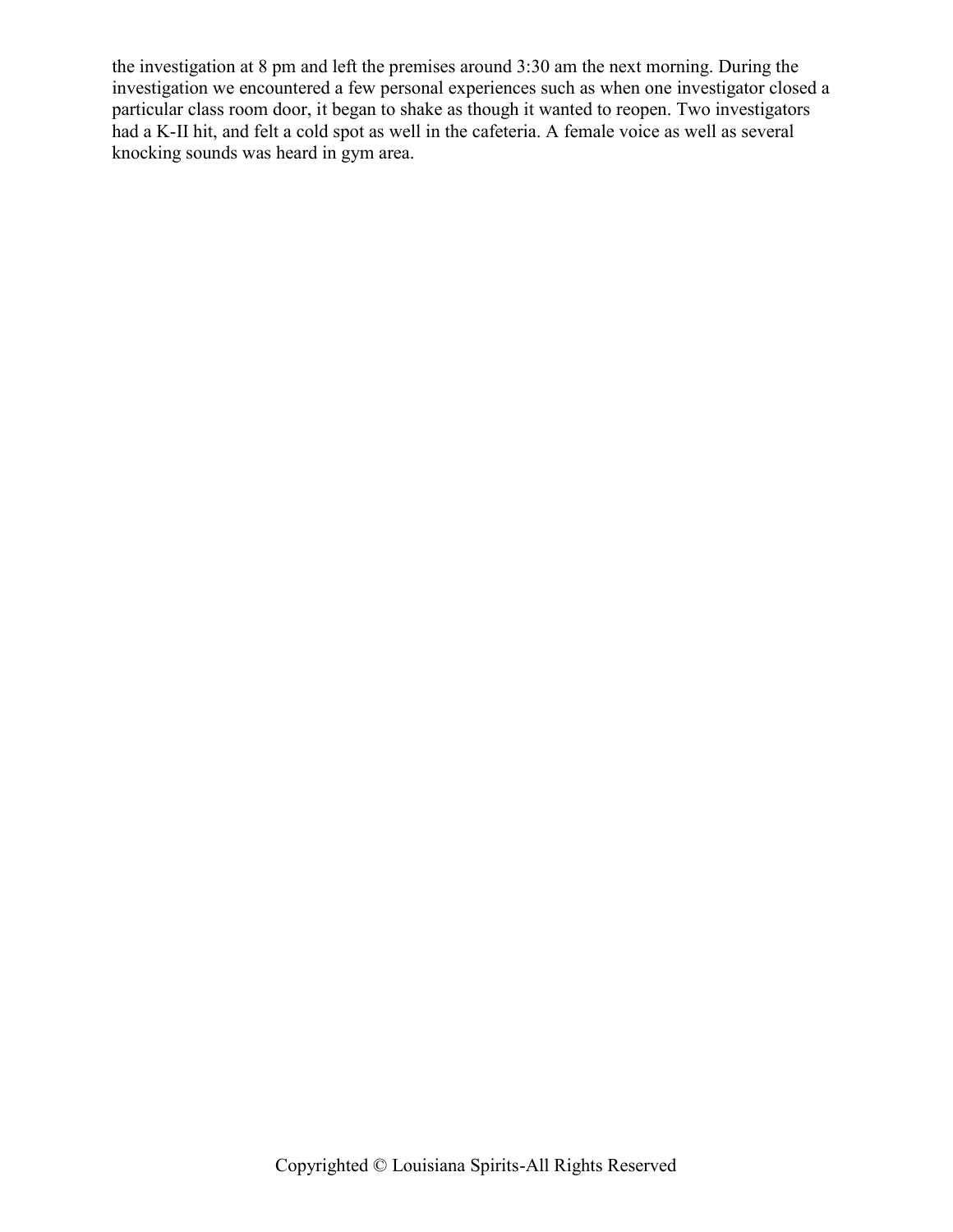the investigation at 8 pm and left the premises around 3:30 am the next morning. During the investigation we encountered a few personal experiences such as when one investigator closed a particular class room door, it began to shake as though it wanted to reopen. Two investigators had a K-II hit, and felt a cold spot as well in the cafeteria. A female voice as well as several knocking sounds was heard in gym area.